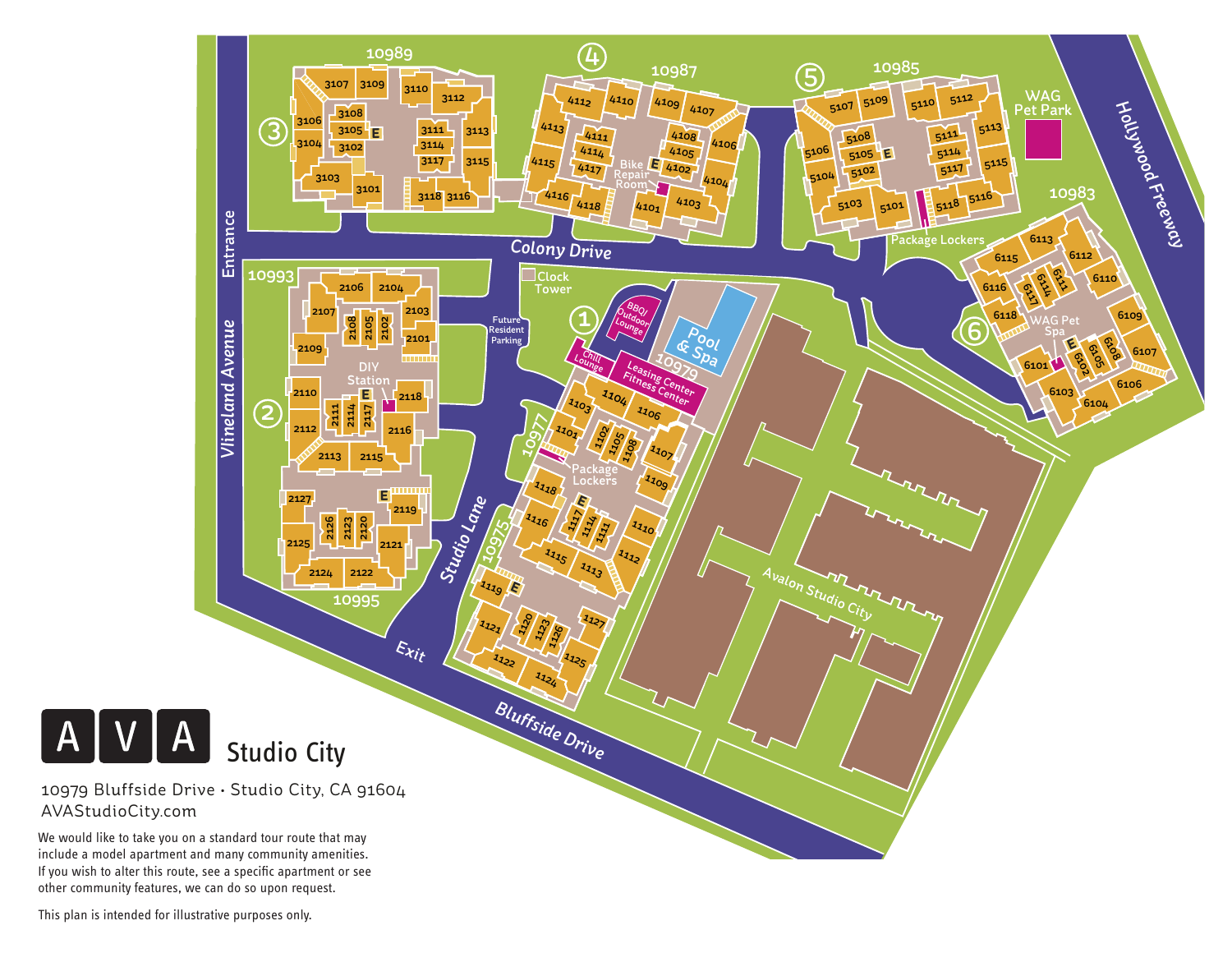# AVA Studio City

10979 Bluffside Drive • Studio City, CA 91604
AVAStudioCity.com

We would like to take you on a standard tour route that may include a model apartment and many community amenities. If you wish to alter this route, see a specific apartment or see other community features, we can do so upon request.

This plan is intended for illustrative purposes only.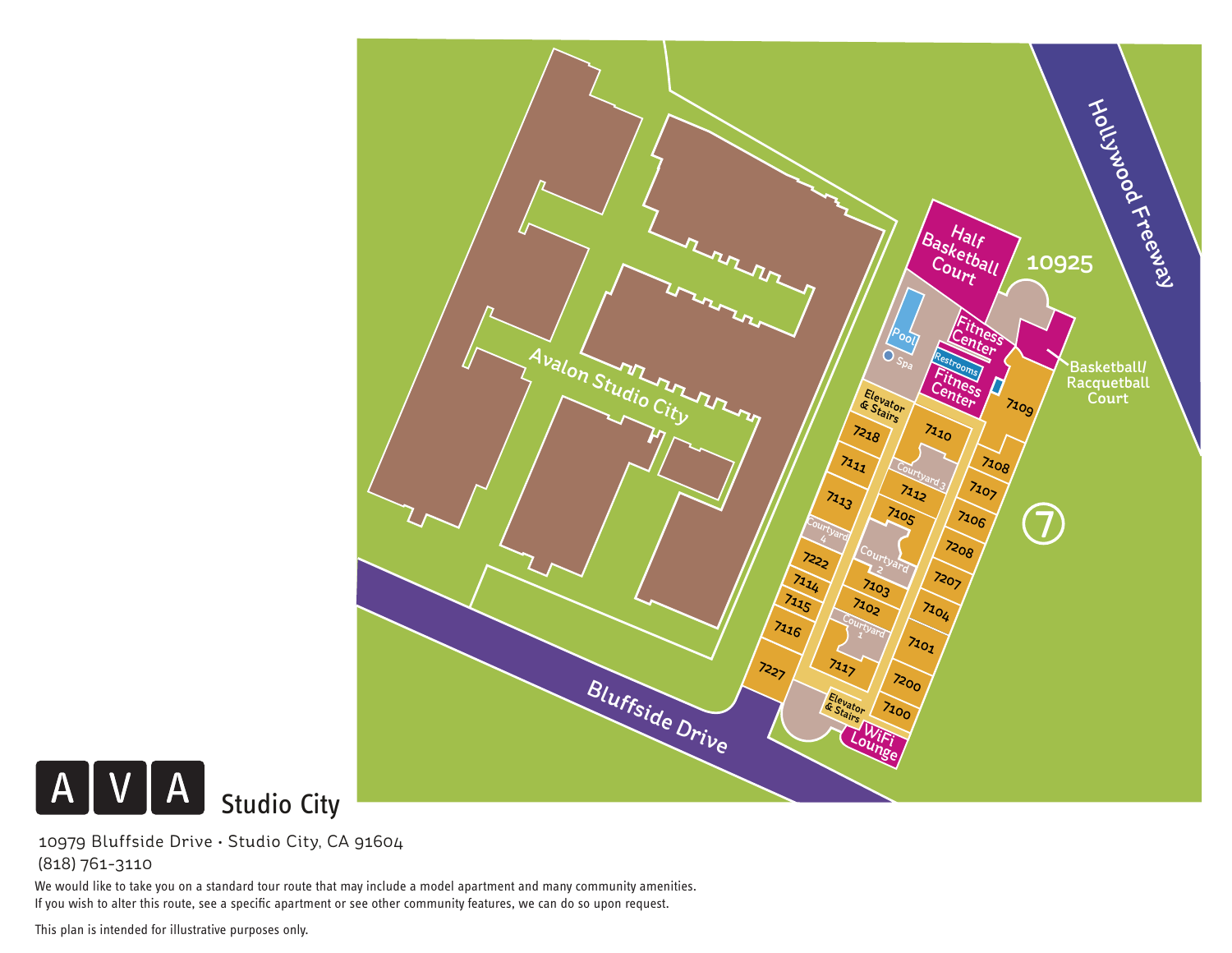Hollywood Freeway

Half Basketball Court

10925

Pool

Spa

Fitness Center

Restrooms

Fitness Center

Basketball/ Racquetball Court

Avalon Studio City

Elevator & Stairs

7218

7110

7109

Courtyard 3

7111

7108

7112

7107

7113

7105

7106

Courtyard 4

Courtyard 2

7208

7

7222

7207

7114

7103

7115

7104

7102

7116

Courtyard 1

7101

7117

7227

7200

Elevator & Stairs

7100

WiFi Lounge

Bluffside Drive

AVA Studio City

10979 Bluffside Drive • Studio City, CA 91604
(818) 761-3110

We would like to take you on a standard tour route that may include a model apartment and many community amenities.
If you wish to alter this route, see a specific apartment or see other community features, we can do so upon request.

This plan is intended for illustrative purposes only.